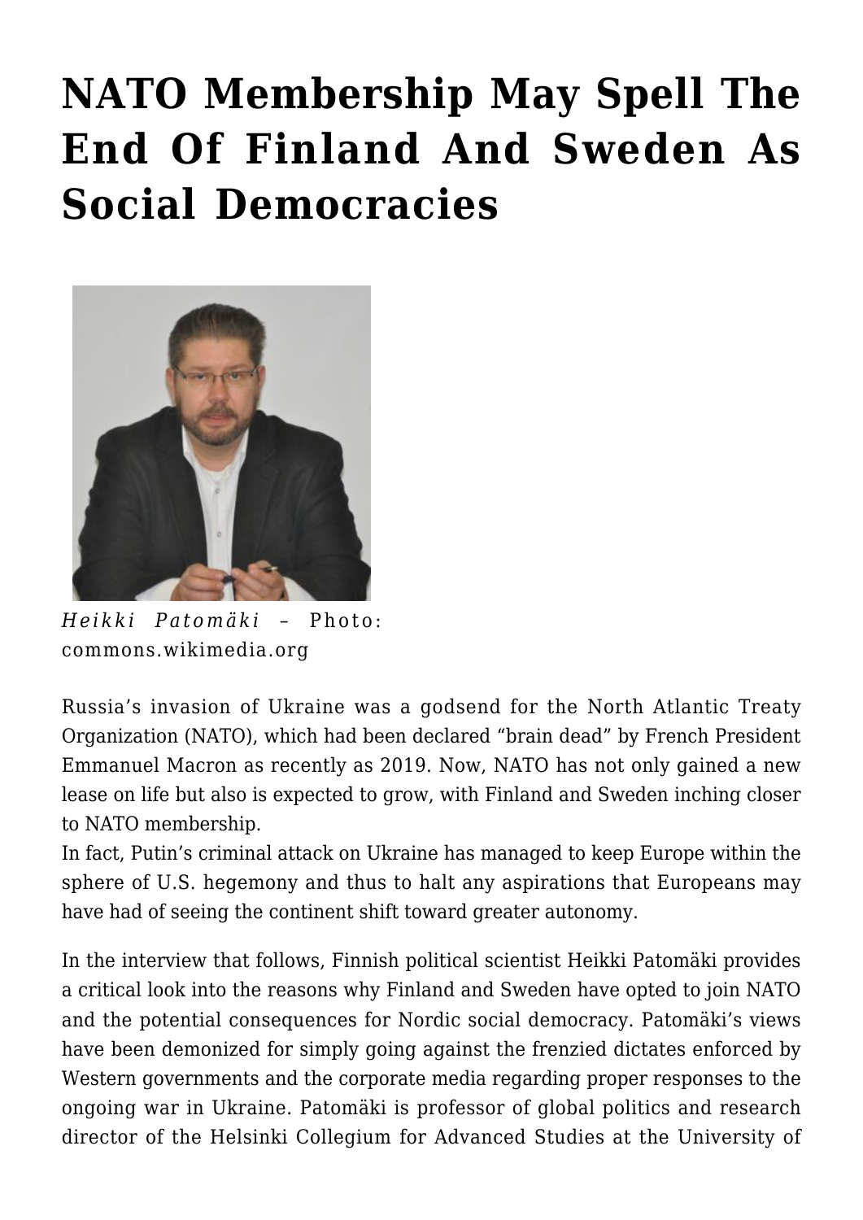# NATO Membership May Spell The End Of Finland And Sweden As Social Democracies

*Heikki Patomäki* – Photo: commons.wikimedia.org

Russia's invasion of Ukraine was a godsend for the North Atlantic Treaty Organization (NATO), which had been declared "brain dead" by French President Emmanuel Macron as recently as 2019. Now, NATO has not only gained a new lease on life but also is expected to grow, with Finland and Sweden inching closer to NATO membership.

In fact, Putin's criminal attack on Ukraine has managed to keep Europe within the sphere of U.S. hegemony and thus to halt any aspirations that Europeans may have had of seeing the continent shift toward greater autonomy.

In the interview that follows, Finnish political scientist Heikki Patomäki provides a critical look into the reasons why Finland and Sweden have opted to join NATO and the potential consequences for Nordic social democracy. Patomäki's views have been demonized for simply going against the frenzied dictates enforced by Western governments and the corporate media regarding proper responses to the ongoing war in Ukraine. Patomäki is professor of global politics and research director of the Helsinki Collegium for Advanced Studies at the University of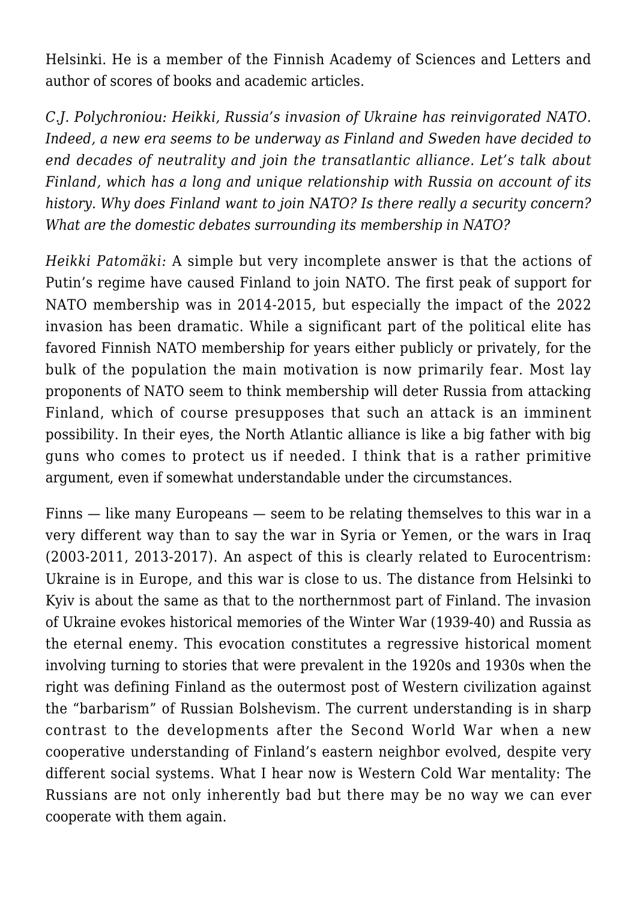Helsinki. He is a member of the Finnish Academy of Sciences and Letters and author of scores of books and academic articles.

*C.J. Polychroniou: Heikki, Russia's invasion of Ukraine has reinvigorated NATO. Indeed, a new era seems to be underway as Finland and Sweden have decided to end decades of neutrality and join the transatlantic alliance. Let's talk about Finland, which has a long and unique relationship with Russia on account of its history. Why does Finland want to join NATO? Is there really a security concern? What are the domestic debates surrounding its membership in NATO?*

*Heikki Patomäki:* A simple but very incomplete answer is that the actions of Putin's regime have caused Finland to join NATO. The first peak of support for NATO membership was in 2014-2015, but especially the impact of the 2022 invasion has been dramatic. While a significant part of the political elite has favored Finnish NATO membership for years either publicly or privately, for the bulk of the population the main motivation is now primarily fear. Most lay proponents of NATO seem to think membership will deter Russia from attacking Finland, which of course presupposes that such an attack is an imminent possibility. In their eyes, the North Atlantic alliance is like a big father with big guns who comes to protect us if needed. I think that is a rather primitive argument, even if somewhat understandable under the circumstances.

Finns — like many Europeans — seem to be relating themselves to this war in a very different way than to say the war in Syria or Yemen, or the wars in Iraq (2003-2011, 2013-2017). An aspect of this is clearly related to Eurocentrism: Ukraine is in Europe, and this war is close to us. The distance from Helsinki to Kyiv is about the same as that to the northernmost part of Finland. The invasion of Ukraine evokes historical memories of the Winter War (1939-40) and Russia as the eternal enemy. This evocation constitutes a regressive historical moment involving turning to stories that were prevalent in the 1920s and 1930s when the right was defining Finland as the outermost post of Western civilization against the "barbarism" of Russian Bolshevism. The current understanding is in sharp contrast to the developments after the Second World War when a new cooperative understanding of Finland's eastern neighbor evolved, despite very different social systems. What I hear now is Western Cold War mentality: The Russians are not only inherently bad but there may be no way we can ever cooperate with them again.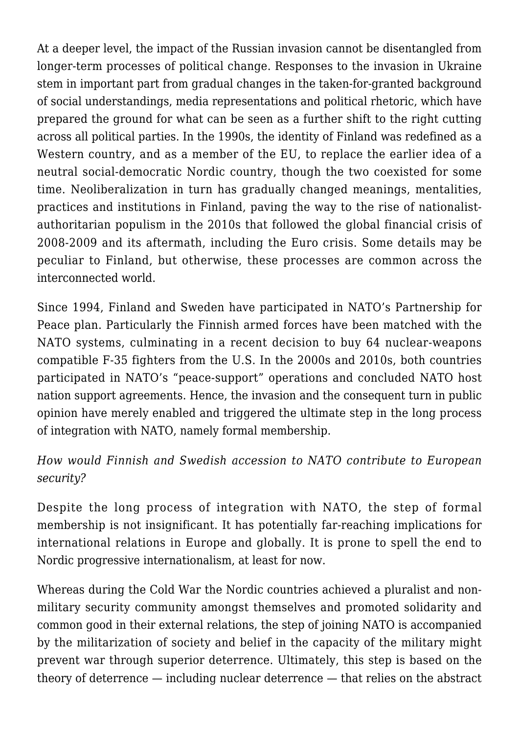At a deeper level, the impact of the Russian invasion cannot be disentangled from longer-term processes of political change. Responses to the invasion in Ukraine stem in important part from gradual changes in the taken-for-granted background of social understandings, media representations and political rhetoric, which have prepared the ground for what can be seen as a further shift to the right cutting across all political parties. In the 1990s, the identity of Finland was redefined as a Western country, and as a member of the EU, to replace the earlier idea of a neutral social-democratic Nordic country, though the two coexisted for some time. Neoliberalization in turn has gradually changed meanings, mentalities, practices and institutions in Finland, paving the way to the rise of nationalist-authoritarian populism in the 2010s that followed the global financial crisis of 2008-2009 and its aftermath, including the Euro crisis. Some details may be peculiar to Finland, but otherwise, these processes are common across the interconnected world.

Since 1994, Finland and Sweden have participated in NATO's Partnership for Peace plan. Particularly the Finnish armed forces have been matched with the NATO systems, culminating in a recent decision to buy 64 nuclear-weapons compatible F-35 fighters from the U.S. In the 2000s and 2010s, both countries participated in NATO's "peace-support" operations and concluded NATO host nation support agreements. Hence, the invasion and the consequent turn in public opinion have merely enabled and triggered the ultimate step in the long process of integration with NATO, namely formal membership.

*How would Finnish and Swedish accession to NATO contribute to European security?*

Despite the long process of integration with NATO, the step of formal membership is not insignificant. It has potentially far-reaching implications for international relations in Europe and globally. It is prone to spell the end to Nordic progressive internationalism, at least for now.

Whereas during the Cold War the Nordic countries achieved a pluralist and non-military security community amongst themselves and promoted solidarity and common good in their external relations, the step of joining NATO is accompanied by the militarization of society and belief in the capacity of the military might prevent war through superior deterrence. Ultimately, this step is based on the theory of deterrence — including nuclear deterrence — that relies on the abstract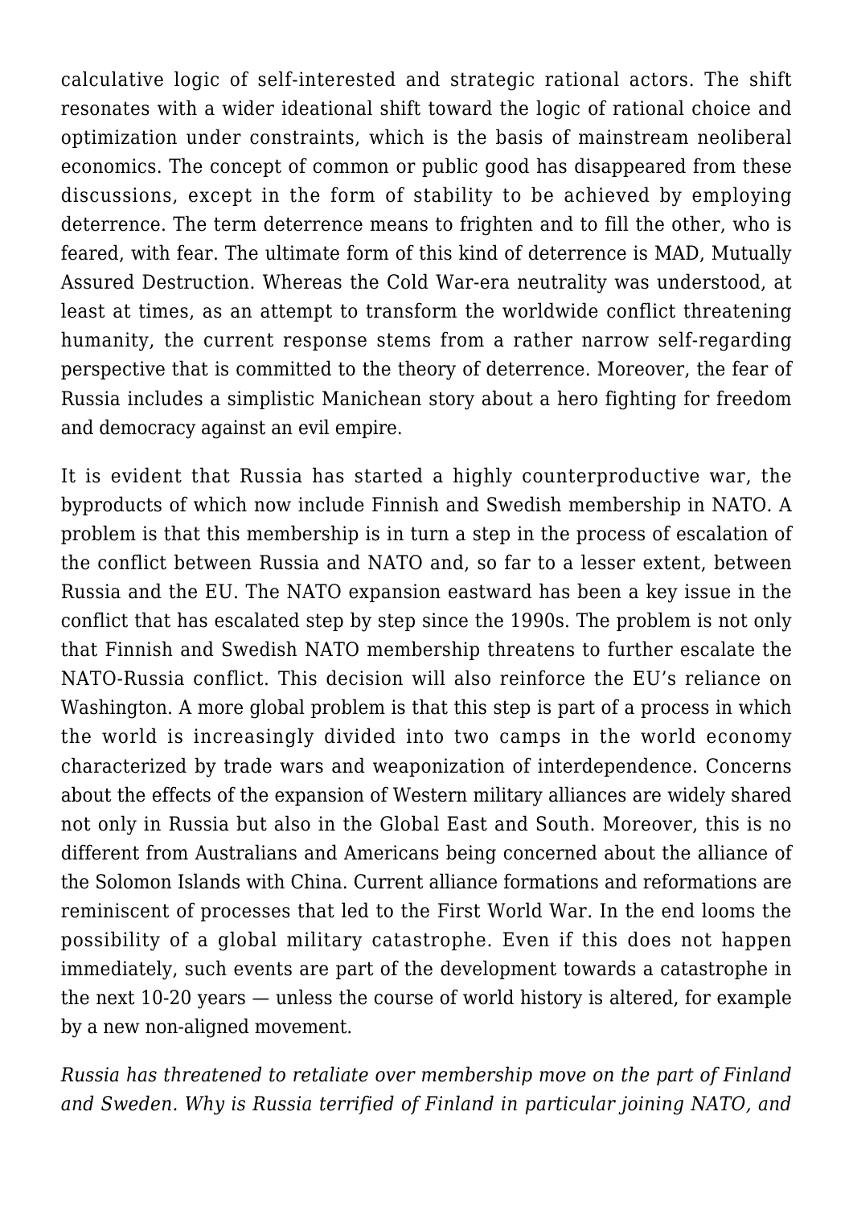calculative logic of self-interested and strategic rational actors. The shift resonates with a wider ideational shift toward the logic of rational choice and optimization under constraints, which is the basis of mainstream neoliberal economics. The concept of common or public good has disappeared from these discussions, except in the form of stability to be achieved by employing deterrence. The term deterrence means to frighten and to fill the other, who is feared, with fear. The ultimate form of this kind of deterrence is MAD, Mutually Assured Destruction. Whereas the Cold War-era neutrality was understood, at least at times, as an attempt to transform the worldwide conflict threatening humanity, the current response stems from a rather narrow self-regarding perspective that is committed to the theory of deterrence. Moreover, the fear of Russia includes a simplistic Manichean story about a hero fighting for freedom and democracy against an evil empire.

It is evident that Russia has started a highly counterproductive war, the byproducts of which now include Finnish and Swedish membership in NATO. A problem is that this membership is in turn a step in the process of escalation of the conflict between Russia and NATO and, so far to a lesser extent, between Russia and the EU. The NATO expansion eastward has been a key issue in the conflict that has escalated step by step since the 1990s. The problem is not only that Finnish and Swedish NATO membership threatens to further escalate the NATO-Russia conflict. This decision will also reinforce the EU's reliance on Washington. A more global problem is that this step is part of a process in which the world is increasingly divided into two camps in the world economy characterized by trade wars and weaponization of interdependence. Concerns about the effects of the expansion of Western military alliances are widely shared not only in Russia but also in the Global East and South. Moreover, this is no different from Australians and Americans being concerned about the alliance of the Solomon Islands with China. Current alliance formations and reformations are reminiscent of processes that led to the First World War. In the end looms the possibility of a global military catastrophe. Even if this does not happen immediately, such events are part of the development towards a catastrophe in the next 10-20 years — unless the course of world history is altered, for example by a new non-aligned movement.

*Russia has threatened to retaliate over membership move on the part of Finland and Sweden. Why is Russia terrified of Finland in particular joining NATO, and*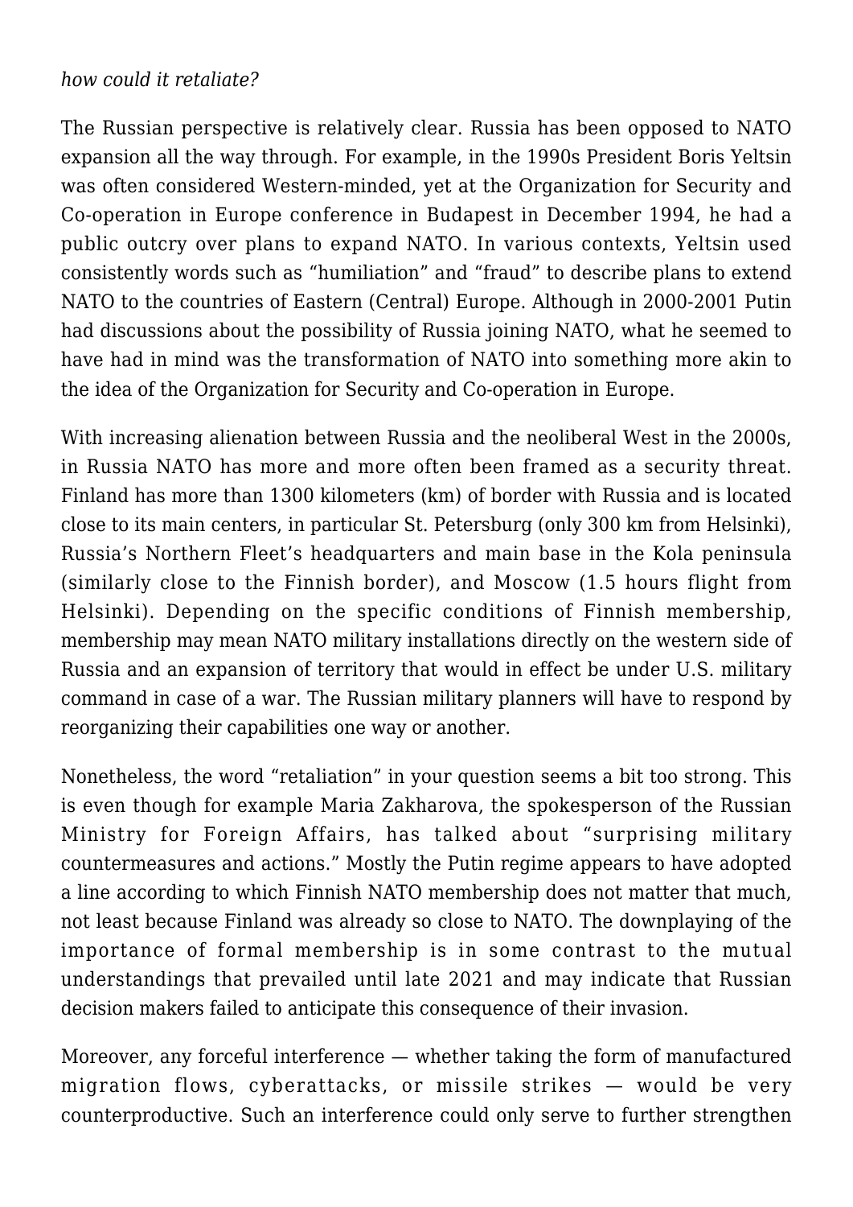*how could it retaliate?*

The Russian perspective is relatively clear. Russia has been opposed to NATO expansion all the way through. For example, in the 1990s President Boris Yeltsin was often considered Western-minded, yet at the Organization for Security and Co-operation in Europe conference in Budapest in December 1994, he had a public outcry over plans to expand NATO. In various contexts, Yeltsin used consistently words such as "humiliation" and "fraud" to describe plans to extend NATO to the countries of Eastern (Central) Europe. Although in 2000-2001 Putin had discussions about the possibility of Russia joining NATO, what he seemed to have had in mind was the transformation of NATO into something more akin to the idea of the Organization for Security and Co-operation in Europe.

With increasing alienation between Russia and the neoliberal West in the 2000s, in Russia NATO has more and more often been framed as a security threat. Finland has more than 1300 kilometers (km) of border with Russia and is located close to its main centers, in particular St. Petersburg (only 300 km from Helsinki), Russia's Northern Fleet's headquarters and main base in the Kola peninsula (similarly close to the Finnish border), and Moscow (1.5 hours flight from Helsinki). Depending on the specific conditions of Finnish membership, membership may mean NATO military installations directly on the western side of Russia and an expansion of territory that would in effect be under U.S. military command in case of a war. The Russian military planners will have to respond by reorganizing their capabilities one way or another.

Nonetheless, the word "retaliation" in your question seems a bit too strong. This is even though for example Maria Zakharova, the spokesperson of the Russian Ministry for Foreign Affairs, has talked about "surprising military countermeasures and actions." Mostly the Putin regime appears to have adopted a line according to which Finnish NATO membership does not matter that much, not least because Finland was already so close to NATO. The downplaying of the importance of formal membership is in some contrast to the mutual understandings that prevailed until late 2021 and may indicate that Russian decision makers failed to anticipate this consequence of their invasion.

Moreover, any forceful interference — whether taking the form of manufactured migration flows, cyberattacks, or missile strikes — would be very counterproductive. Such an interference could only serve to further strengthen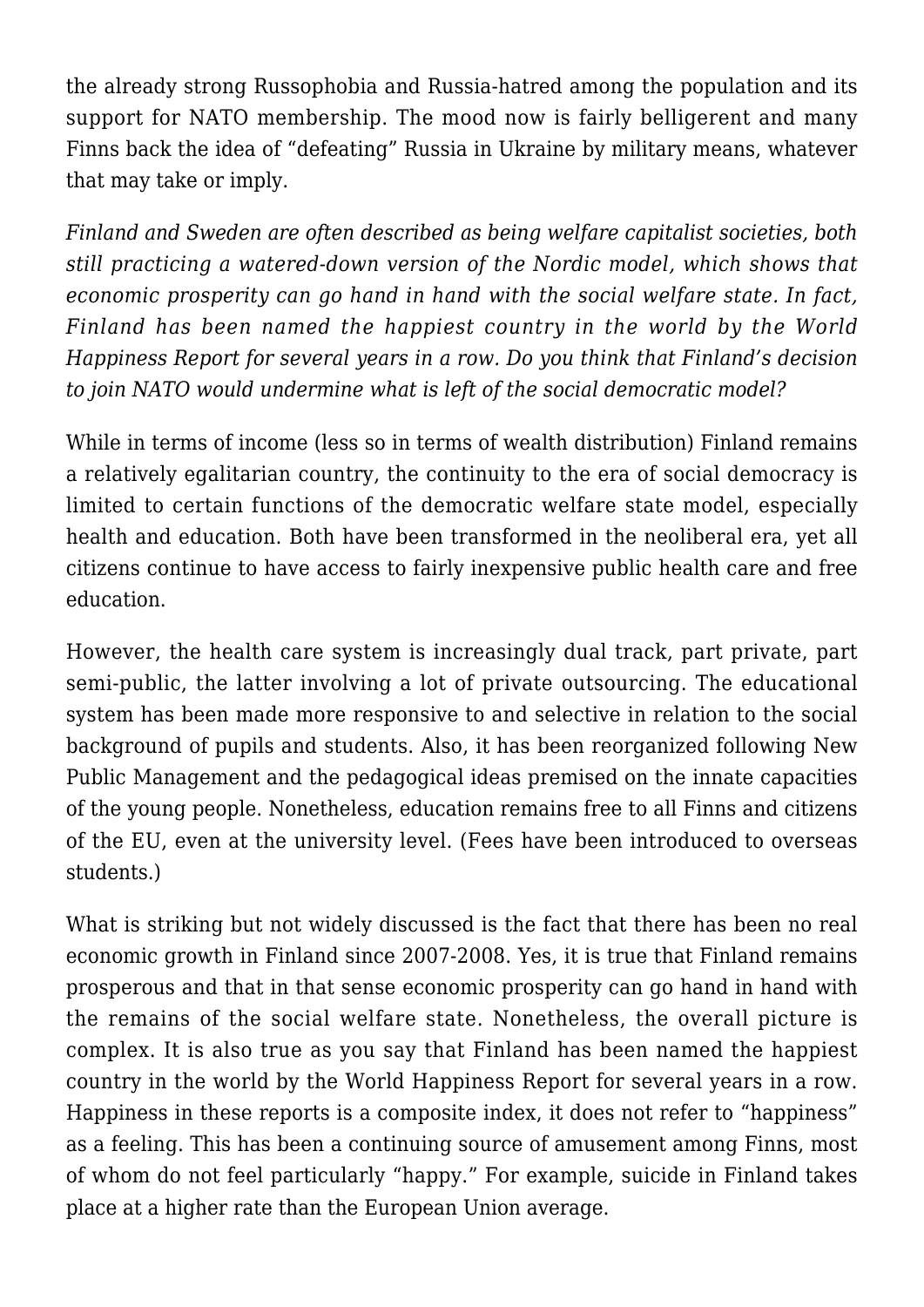the already strong Russophobia and Russia-hatred among the population and its support for NATO membership. The mood now is fairly belligerent and many Finns back the idea of "defeating" Russia in Ukraine by military means, whatever that may take or imply.

*Finland and Sweden are often described as being welfare capitalist societies, both still practicing a watered-down version of the Nordic model, which shows that economic prosperity can go hand in hand with the social welfare state. In fact, Finland has been named the happiest country in the world by the World Happiness Report for several years in a row. Do you think that Finland's decision to join NATO would undermine what is left of the social democratic model?*

While in terms of income (less so in terms of wealth distribution) Finland remains a relatively egalitarian country, the continuity to the era of social democracy is limited to certain functions of the democratic welfare state model, especially health and education. Both have been transformed in the neoliberal era, yet all citizens continue to have access to fairly inexpensive public health care and free education.

However, the health care system is increasingly dual track, part private, part semi-public, the latter involving a lot of private outsourcing. The educational system has been made more responsive to and selective in relation to the social background of pupils and students. Also, it has been reorganized following New Public Management and the pedagogical ideas premised on the innate capacities of the young people. Nonetheless, education remains free to all Finns and citizens of the EU, even at the university level. (Fees have been introduced to overseas students.)

What is striking but not widely discussed is the fact that there has been no real economic growth in Finland since 2007-2008. Yes, it is true that Finland remains prosperous and that in that sense economic prosperity can go hand in hand with the remains of the social welfare state. Nonetheless, the overall picture is complex. It is also true as you say that Finland has been named the happiest country in the world by the World Happiness Report for several years in a row. Happiness in these reports is a composite index, it does not refer to "happiness" as a feeling. This has been a continuing source of amusement among Finns, most of whom do not feel particularly "happy." For example, suicide in Finland takes place at a higher rate than the European Union average.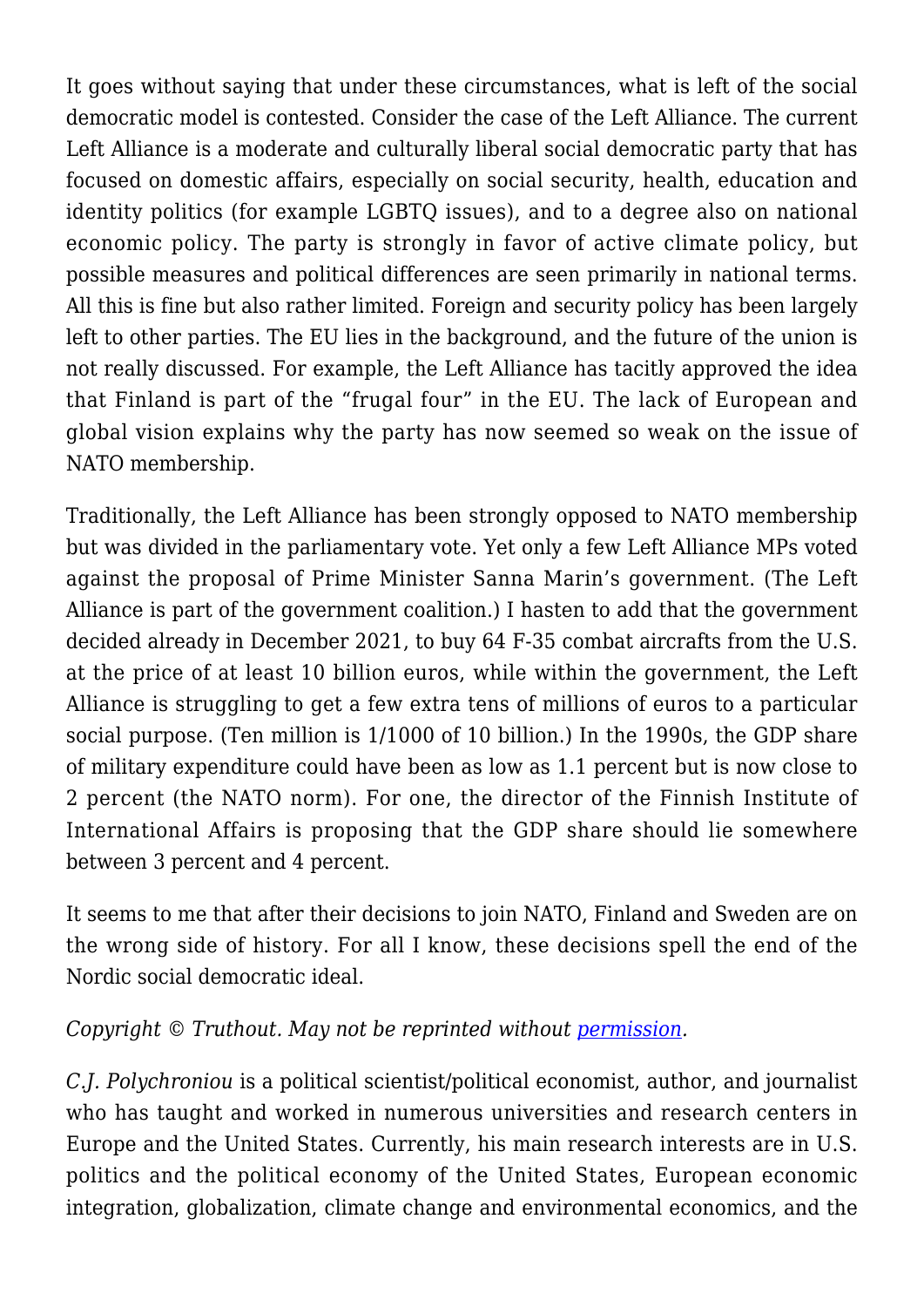It goes without saying that under these circumstances, what is left of the social democratic model is contested. Consider the case of the Left Alliance. The current Left Alliance is a moderate and culturally liberal social democratic party that has focused on domestic affairs, especially on social security, health, education and identity politics (for example LGBTQ issues), and to a degree also on national economic policy. The party is strongly in favor of active climate policy, but possible measures and political differences are seen primarily in national terms. All this is fine but also rather limited. Foreign and security policy has been largely left to other parties. The EU lies in the background, and the future of the union is not really discussed. For example, the Left Alliance has tacitly approved the idea that Finland is part of the "frugal four" in the EU. The lack of European and global vision explains why the party has now seemed so weak on the issue of NATO membership.

Traditionally, the Left Alliance has been strongly opposed to NATO membership but was divided in the parliamentary vote. Yet only a few Left Alliance MPs voted against the proposal of Prime Minister Sanna Marin's government. (The Left Alliance is part of the government coalition.) I hasten to add that the government decided already in December 2021, to buy 64 F-35 combat aircrafts from the U.S. at the price of at least 10 billion euros, while within the government, the Left Alliance is struggling to get a few extra tens of millions of euros to a particular social purpose. (Ten million is 1/1000 of 10 billion.) In the 1990s, the GDP share of military expenditure could have been as low as 1.1 percent but is now close to 2 percent (the NATO norm). For one, the director of the Finnish Institute of International Affairs is proposing that the GDP share should lie somewhere between 3 percent and 4 percent.

It seems to me that after their decisions to join NATO, Finland and Sweden are on the wrong side of history. For all I know, these decisions spell the end of the Nordic social democratic ideal.

*Copyright © Truthout. May not be reprinted without [permission](permission).*

*C.J. Polychroniou* is a political scientist/political economist, author, and journalist who has taught and worked in numerous universities and research centers in Europe and the United States. Currently, his main research interests are in U.S. politics and the political economy of the United States, European economic integration, globalization, climate change and environmental economics, and the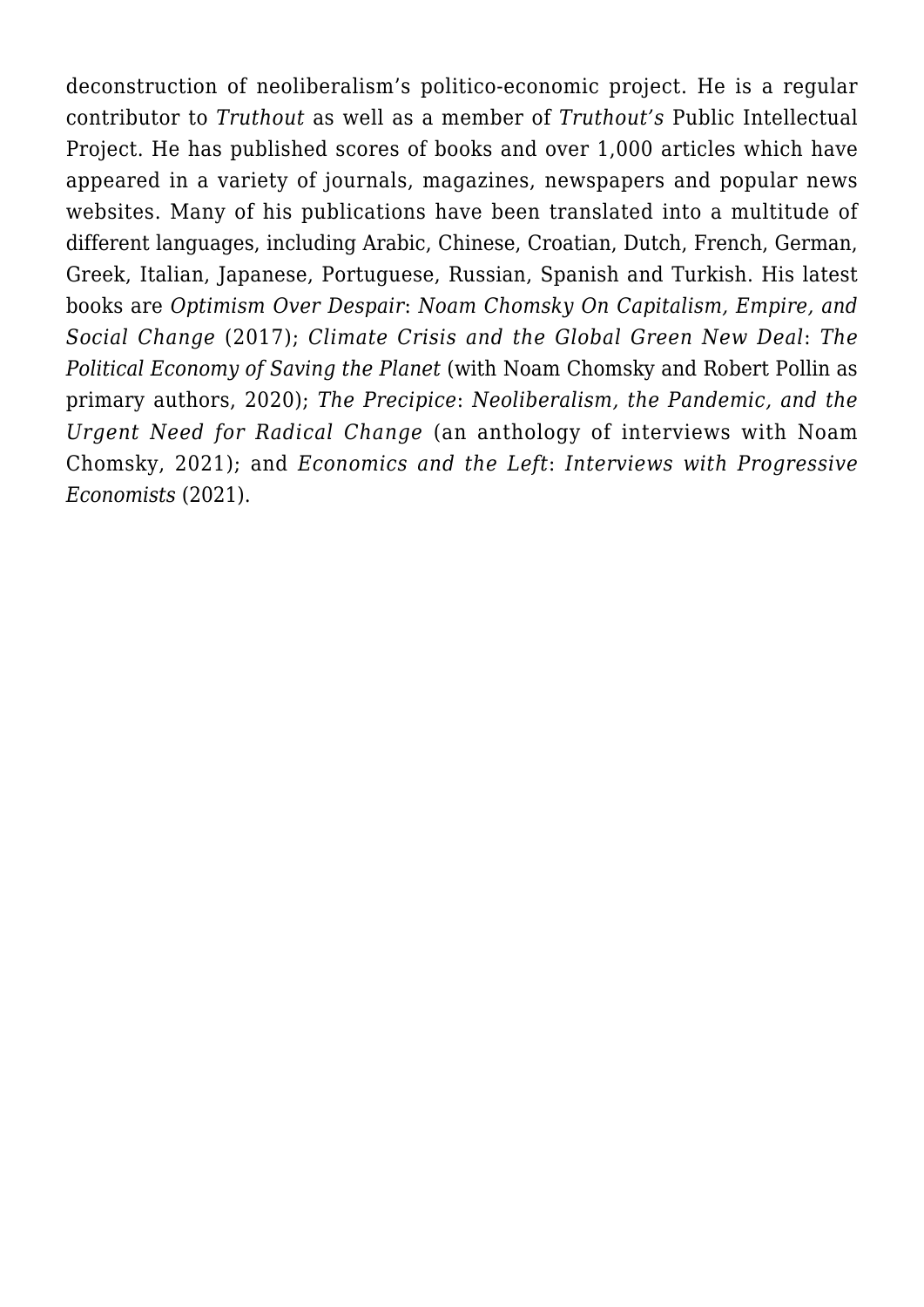deconstruction of neoliberalism's politico-economic project. He is a regular contributor to *Truthout* as well as a member of *Truthout's* Public Intellectual Project. He has published scores of books and over 1,000 articles which have appeared in a variety of journals, magazines, newspapers and popular news websites. Many of his publications have been translated into a multitude of different languages, including Arabic, Chinese, Croatian, Dutch, French, German, Greek, Italian, Japanese, Portuguese, Russian, Spanish and Turkish. His latest books are *Optimism Over Despair*: *Noam Chomsky On Capitalism, Empire, and Social Change* (2017); *Climate Crisis and the Global Green New Deal*: *The Political Economy of Saving the Planet* (with Noam Chomsky and Robert Pollin as primary authors, 2020); *The Precipice*: *Neoliberalism, the Pandemic, and the Urgent Need for Radical Change* (an anthology of interviews with Noam Chomsky, 2021); and *Economics and the Left*: *Interviews with Progressive Economists* (2021).